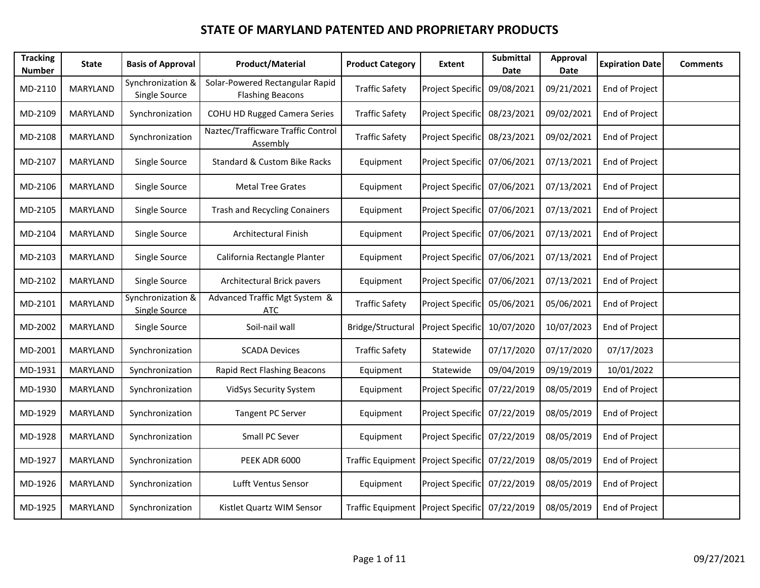# STATE OF MARYLAND PATENTED AND PROPRIETARY PRODUCTS

| Tracking Number | State | Basis of Approval | Product/Material | Product Category | Extent | Submittal Date | Approval Date | Expiration Date | Comments |
|---|---|---|---|---|---|---|---|---|---|
| MD-2110 | MARYLAND | Synchronization & Single Source | Solar-Powered Rectangular Rapid Flashing Beacons | Traffic Safety | Project Specific | 09/08/2021 | 09/21/2021 | End of Project | |
| MD-2109 | MARYLAND | Synchronization | COHU HD Rugged Camera Series | Traffic Safety | Project Specific | 08/23/2021 | 09/02/2021 | End of Project | |
| MD-2108 | MARYLAND | Synchronization | Naztec/Trafficware Traffic Control Assembly | Traffic Safety | Project Specific | 08/23/2021 | 09/02/2021 | End of Project | |
| MD-2107 | MARYLAND | Single Source | Standard & Custom Bike Racks | Equipment | Project Specific | 07/06/2021 | 07/13/2021 | End of Project | |
| MD-2106 | MARYLAND | Single Source | Metal Tree Grates | Equipment | Project Specific | 07/06/2021 | 07/13/2021 | End of Project | |
| MD-2105 | MARYLAND | Single Source | Trash and Recycling Conainers | Equipment | Project Specific | 07/06/2021 | 07/13/2021 | End of Project | |
| MD-2104 | MARYLAND | Single Source | Architectural Finish | Equipment | Project Specific | 07/06/2021 | 07/13/2021 | End of Project | |
| MD-2103 | MARYLAND | Single Source | California Rectangle Planter | Equipment | Project Specific | 07/06/2021 | 07/13/2021 | End of Project | |
| MD-2102 | MARYLAND | Single Source | Architectural Brick pavers | Equipment | Project Specific | 07/06/2021 | 07/13/2021 | End of Project | |
| MD-2101 | MARYLAND | Synchronization & Single Source | Advanced Traffic Mgt System & ATC | Traffic Safety | Project Specific | 05/06/2021 | 05/06/2021 | End of Project | |
| MD-2002 | MARYLAND | Single Source | Soil-nail wall | Bridge/Structural | Project Specific | 10/07/2020 | 10/07/2023 | End of Project | |
| MD-2001 | MARYLAND | Synchronization | SCADA Devices | Traffic Safety | Statewide | 07/17/2020 | 07/17/2020 | 07/17/2023 | |
| MD-1931 | MARYLAND | Synchronization | Rapid Rect Flashing Beacons | Equipment | Statewide | 09/04/2019 | 09/19/2019 | 10/01/2022 | |
| MD-1930 | MARYLAND | Synchronization | VidSys Security System | Equipment | Project Specific | 07/22/2019 | 08/05/2019 | End of Project | |
| MD-1929 | MARYLAND | Synchronization | Tangent PC Server | Equipment | Project Specific | 07/22/2019 | 08/05/2019 | End of Project | |
| MD-1928 | MARYLAND | Synchronization | Small PC Sever | Equipment | Project Specific | 07/22/2019 | 08/05/2019 | End of Project | |
| MD-1927 | MARYLAND | Synchronization | PEEK ADR 6000 | Traffic Equipment | Project Specific | 07/22/2019 | 08/05/2019 | End of Project | |
| MD-1926 | MARYLAND | Synchronization | Lufft Ventus Sensor | Equipment | Project Specific | 07/22/2019 | 08/05/2019 | End of Project | |
| MD-1925 | MARYLAND | Synchronization | Kistlet Quartz WIM Sensor | Traffic Equipment | Project Specific | 07/22/2019 | 08/05/2019 | End of Project | |

09/27/2021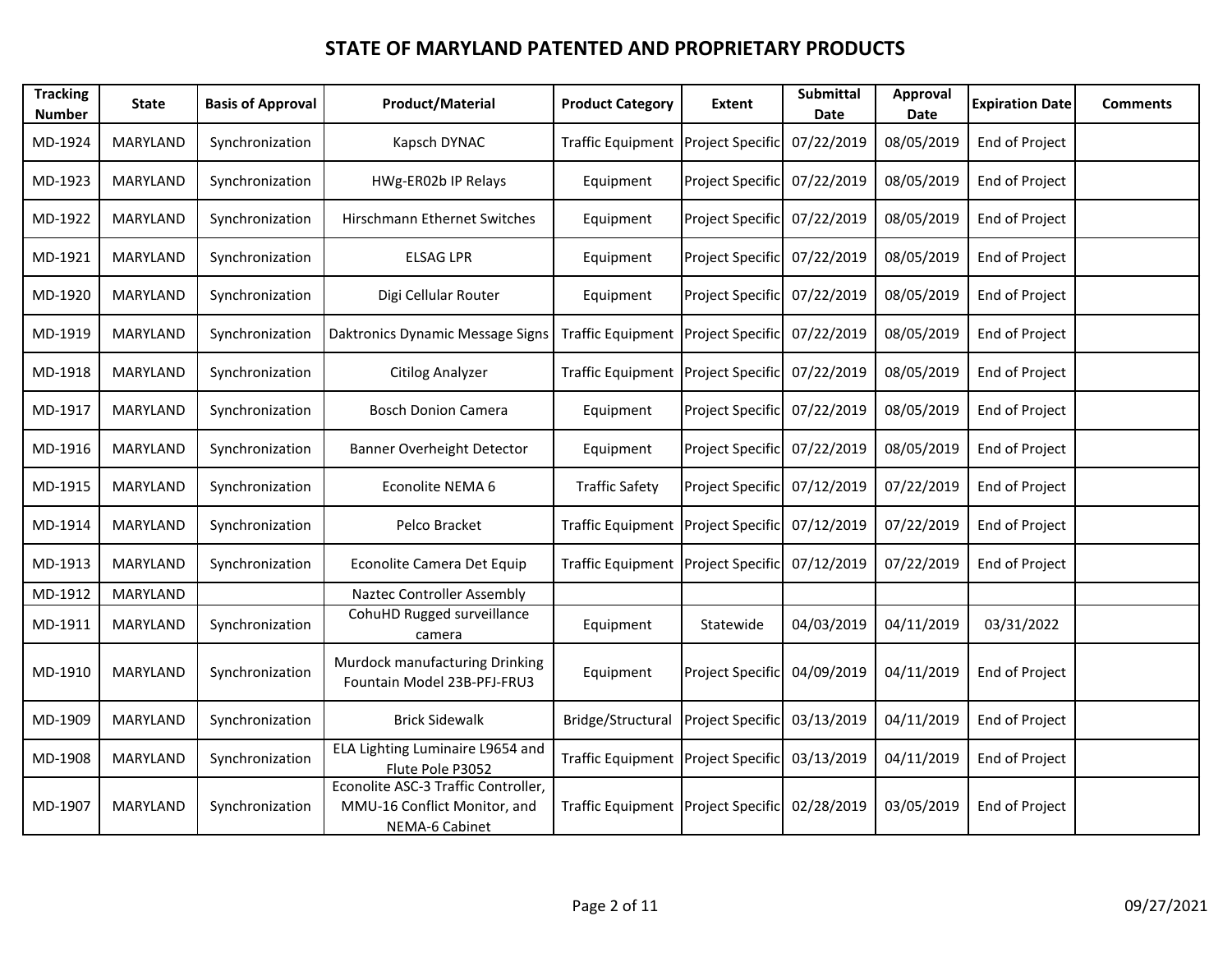# STATE OF MARYLAND PATENTED AND PROPRIETARY PRODUCTS

| Tracking Number | State | Basis of Approval | Product/Material | Product Category | Extent | Submittal Date | Approval Date | Expiration Date | Comments |
|---|---|---|---|---|---|---|---|---|---|
| MD-1924 | MARYLAND | Synchronization | Kapsch DYNAC | Traffic Equipment | Project Specific | 07/22/2019 | 08/05/2019 | End of Project | |
| MD-1923 | MARYLAND | Synchronization | HWg-ER02b IP Relays | Equipment | Project Specific | 07/22/2019 | 08/05/2019 | End of Project | |
| MD-1922 | MARYLAND | Synchronization | Hirschmann Ethernet Switches | Equipment | Project Specific | 07/22/2019 | 08/05/2019 | End of Project | |
| MD-1921 | MARYLAND | Synchronization | ELSAG LPR | Equipment | Project Specific | 07/22/2019 | 08/05/2019 | End of Project | |
| MD-1920 | MARYLAND | Synchronization | Digi Cellular Router | Equipment | Project Specific | 07/22/2019 | 08/05/2019 | End of Project | |
| MD-1919 | MARYLAND | Synchronization | Daktronics Dynamic Message Signs | Traffic Equipment | Project Specific | 07/22/2019 | 08/05/2019 | End of Project | |
| MD-1918 | MARYLAND | Synchronization | Citilog Analyzer | Traffic Equipment | Project Specific | 07/22/2019 | 08/05/2019 | End of Project | |
| MD-1917 | MARYLAND | Synchronization | Bosch Donion Camera | Equipment | Project Specific | 07/22/2019 | 08/05/2019 | End of Project | |
| MD-1916 | MARYLAND | Synchronization | Banner Overheight Detector | Equipment | Project Specific | 07/22/2019 | 08/05/2019 | End of Project | |
| MD-1915 | MARYLAND | Synchronization | Econolite NEMA 6 | Traffic Safety | Project Specific | 07/12/2019 | 07/22/2019 | End of Project | |
| MD-1914 | MARYLAND | Synchronization | Pelco Bracket | Traffic Equipment | Project Specific | 07/12/2019 | 07/22/2019 | End of Project | |
| MD-1913 | MARYLAND | Synchronization | Econolite Camera Det Equip | Traffic Equipment | Project Specific | 07/12/2019 | 07/22/2019 | End of Project | |
| MD-1912 | MARYLAND | | Naztec Controller Assembly | | | | | | |
| MD-1911 | MARYLAND | Synchronization | CohuHD Rugged surveillance camera | Equipment | Statewide | 04/03/2019 | 04/11/2019 | 03/31/2022 | |
| MD-1910 | MARYLAND | Synchronization | Murdock manufacturing Drinking Fountain Model 23B-PFJ-FRU3 | Equipment | Project Specific | 04/09/2019 | 04/11/2019 | End of Project | |
| MD-1909 | MARYLAND | Synchronization | Brick Sidewalk | Bridge/Structural | Project Specific | 03/13/2019 | 04/11/2019 | End of Project | |
| MD-1908 | MARYLAND | Synchronization | ELA Lighting Luminaire L9654 and Flute Pole P3052 | Traffic Equipment | Project Specific | 03/13/2019 | 04/11/2019 | End of Project | |
| MD-1907 | MARYLAND | Synchronization | Econolite ASC-3 Traffic Controller, MMU-16 Conflict Monitor, and NEMA-6 Cabinet | Traffic Equipment | Project Specific | 02/28/2019 | 03/05/2019 | End of Project | |

09/27/2021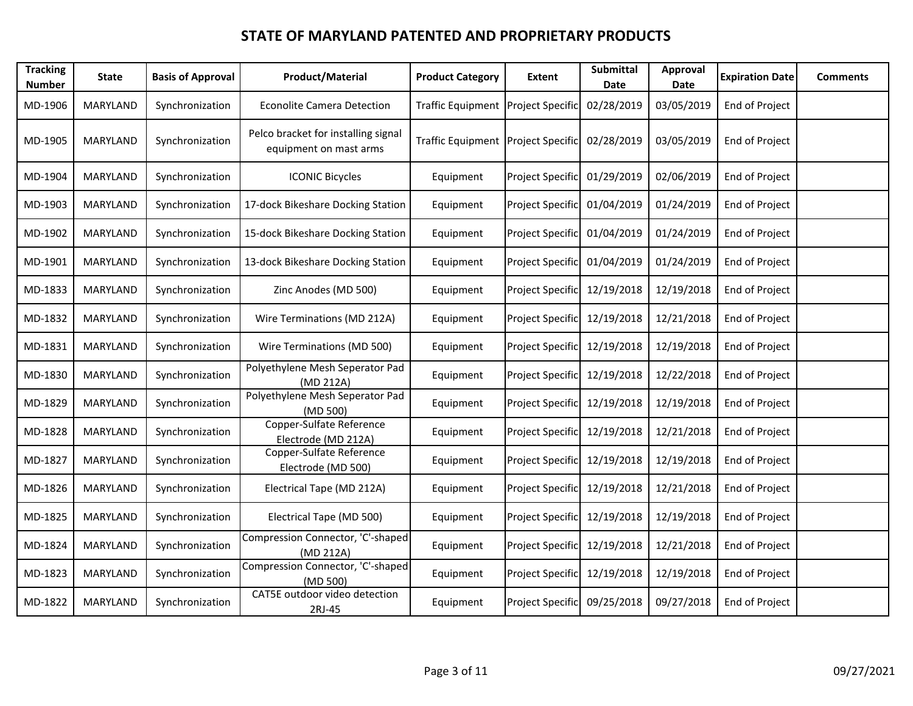# STATE OF MARYLAND PATENTED AND PROPRIETARY PRODUCTS

| Tracking Number | State | Basis of Approval | Product/Material | Product Category | Extent | Submittal Date | Approval Date | Expiration Date | Comments |
|---|---|---|---|---|---|---|---|---|---|
| MD-1906 | MARYLAND | Synchronization | Econolite Camera Detection | Traffic Equipment | Project Specific | 02/28/2019 | 03/05/2019 | End of Project | |
| MD-1905 | MARYLAND | Synchronization | Pelco bracket for installing signal equipment on mast arms | Traffic Equipment | Project Specific | 02/28/2019 | 03/05/2019 | End of Project | |
| MD-1904 | MARYLAND | Synchronization | ICONIC Bicycles | Equipment | Project Specific | 01/29/2019 | 02/06/2019 | End of Project | |
| MD-1903 | MARYLAND | Synchronization | 17-dock Bikeshare Docking Station | Equipment | Project Specific | 01/04/2019 | 01/24/2019 | End of Project | |
| MD-1902 | MARYLAND | Synchronization | 15-dock Bikeshare Docking Station | Equipment | Project Specific | 01/04/2019 | 01/24/2019 | End of Project | |
| MD-1901 | MARYLAND | Synchronization | 13-dock Bikeshare Docking Station | Equipment | Project Specific | 01/04/2019 | 01/24/2019 | End of Project | |
| MD-1833 | MARYLAND | Synchronization | Zinc Anodes (MD 500) | Equipment | Project Specific | 12/19/2018 | 12/19/2018 | End of Project | |
| MD-1832 | MARYLAND | Synchronization | Wire Terminations (MD 212A) | Equipment | Project Specific | 12/19/2018 | 12/21/2018 | End of Project | |
| MD-1831 | MARYLAND | Synchronization | Wire Terminations (MD 500) | Equipment | Project Specific | 12/19/2018 | 12/19/2018 | End of Project | |
| MD-1830 | MARYLAND | Synchronization | Polyethylene Mesh Seperator Pad (MD 212A) | Equipment | Project Specific | 12/19/2018 | 12/22/2018 | End of Project | |
| MD-1829 | MARYLAND | Synchronization | Polyethylene Mesh Seperator Pad (MD 500) | Equipment | Project Specific | 12/19/2018 | 12/19/2018 | End of Project | |
| MD-1828 | MARYLAND | Synchronization | Copper-Sulfate Reference Electrode (MD 212A) | Equipment | Project Specific | 12/19/2018 | 12/21/2018 | End of Project | |
| MD-1827 | MARYLAND | Synchronization | Copper-Sulfate Reference Electrode (MD 500) | Equipment | Project Specific | 12/19/2018 | 12/19/2018 | End of Project | |
| MD-1826 | MARYLAND | Synchronization | Electrical Tape (MD 212A) | Equipment | Project Specific | 12/19/2018 | 12/21/2018 | End of Project | |
| MD-1825 | MARYLAND | Synchronization | Electrical Tape (MD 500) | Equipment | Project Specific | 12/19/2018 | 12/19/2018 | End of Project | |
| MD-1824 | MARYLAND | Synchronization | Compression Connector, 'C'-shaped (MD 212A) | Equipment | Project Specific | 12/19/2018 | 12/21/2018 | End of Project | |
| MD-1823 | MARYLAND | Synchronization | Compression Connector, 'C'-shaped (MD 500) | Equipment | Project Specific | 12/19/2018 | 12/19/2018 | End of Project | |
| MD-1822 | MARYLAND | Synchronization | CAT5E outdoor video detection 2RJ-45 | Equipment | Project Specific | 09/25/2018 | 09/27/2018 | End of Project | |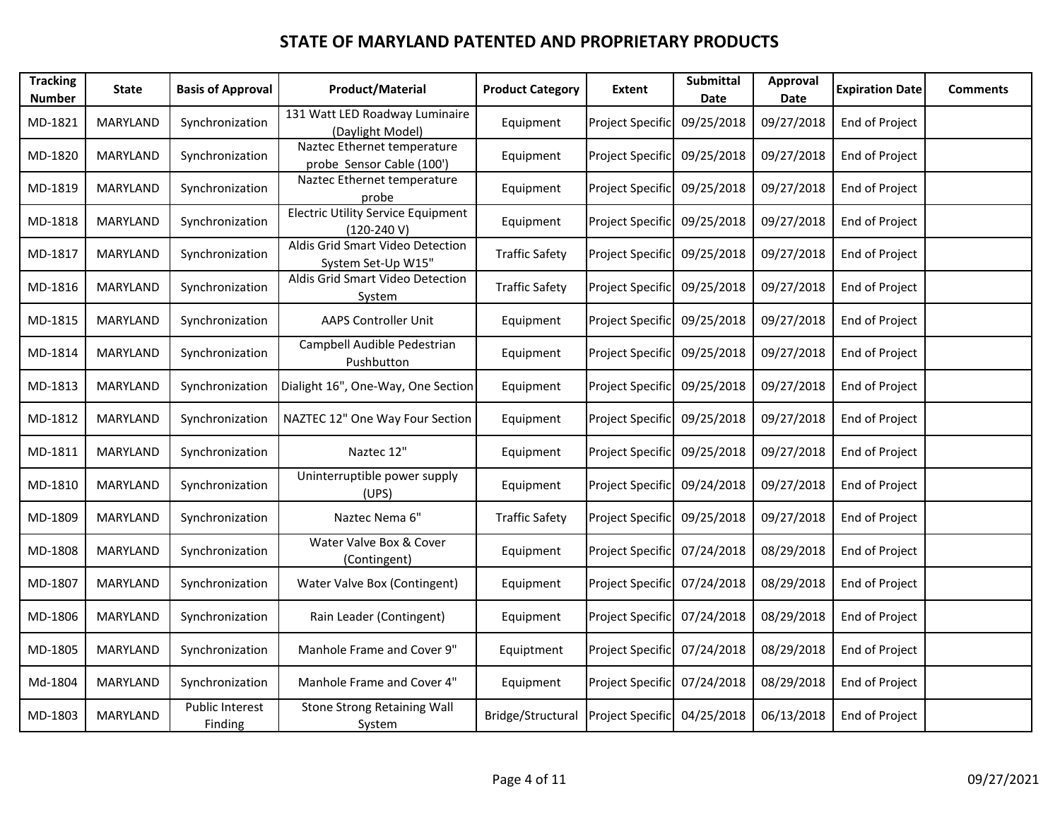# STATE OF MARYLAND PATENTED AND PROPRIETARY PRODUCTS

| Tracking Number | State | Basis of Approval | Product/Material | Product Category | Extent | Submittal Date | Approval Date | Expiration Date | Comments |
|---|---|---|---|---|---|---|---|---|---|
| MD-1821 | MARYLAND | Synchronization | 131 Watt LED Roadway Luminaire (Daylight Model) | Equipment | Project Specific | 09/25/2018 | 09/27/2018 | End of Project | |
| MD-1820 | MARYLAND | Synchronization | Naztec Ethernet temperature probe Sensor Cable (100') | Equipment | Project Specific | 09/25/2018 | 09/27/2018 | End of Project | |
| MD-1819 | MARYLAND | Synchronization | Naztec Ethernet temperature probe | Equipment | Project Specific | 09/25/2018 | 09/27/2018 | End of Project | |
| MD-1818 | MARYLAND | Synchronization | Electric Utility Service Equipment (120-240 V) | Equipment | Project Specific | 09/25/2018 | 09/27/2018 | End of Project | |
| MD-1817 | MARYLAND | Synchronization | Aldis Grid Smart Video Detection System Set-Up W15" | Traffic Safety | Project Specific | 09/25/2018 | 09/27/2018 | End of Project | |
| MD-1816 | MARYLAND | Synchronization | Aldis Grid Smart Video Detection System | Traffic Safety | Project Specific | 09/25/2018 | 09/27/2018 | End of Project | |
| MD-1815 | MARYLAND | Synchronization | AAPS Controller Unit | Equipment | Project Specific | 09/25/2018 | 09/27/2018 | End of Project | |
| MD-1814 | MARYLAND | Synchronization | Campbell Audible Pedestrian Pushbutton | Equipment | Project Specific | 09/25/2018 | 09/27/2018 | End of Project | |
| MD-1813 | MARYLAND | Synchronization | Dialight 16", One-Way, One Section | Equipment | Project Specific | 09/25/2018 | 09/27/2018 | End of Project | |
| MD-1812 | MARYLAND | Synchronization | NAZTEC 12" One Way Four Section | Equipment | Project Specific | 09/25/2018 | 09/27/2018 | End of Project | |
| MD-1811 | MARYLAND | Synchronization | Naztec 12" | Equipment | Project Specific | 09/25/2018 | 09/27/2018 | End of Project | |
| MD-1810 | MARYLAND | Synchronization | Uninterruptible power supply (UPS) | Equipment | Project Specific | 09/24/2018 | 09/27/2018 | End of Project | |
| MD-1809 | MARYLAND | Synchronization | Naztec Nema 6" | Traffic Safety | Project Specific | 09/25/2018 | 09/27/2018 | End of Project | |
| MD-1808 | MARYLAND | Synchronization | Water Valve Box & Cover (Contingent) | Equipment | Project Specific | 07/24/2018 | 08/29/2018 | End of Project | |
| MD-1807 | MARYLAND | Synchronization | Water Valve Box (Contingent) | Equipment | Project Specific | 07/24/2018 | 08/29/2018 | End of Project | |
| MD-1806 | MARYLAND | Synchronization | Rain Leader (Contingent) | Equipment | Project Specific | 07/24/2018 | 08/29/2018 | End of Project | |
| MD-1805 | MARYLAND | Synchronization | Manhole Frame and Cover 9" | Equiptment | Project Specific | 07/24/2018 | 08/29/2018 | End of Project | |
| Md-1804 | MARYLAND | Synchronization | Manhole Frame and Cover 4" | Equipment | Project Specific | 07/24/2018 | 08/29/2018 | End of Project | |
| MD-1803 | MARYLAND | Public Interest Finding | Stone Strong Retaining Wall System | Bridge/Structural | Project Specific | 04/25/2018 | 06/13/2018 | End of Project | |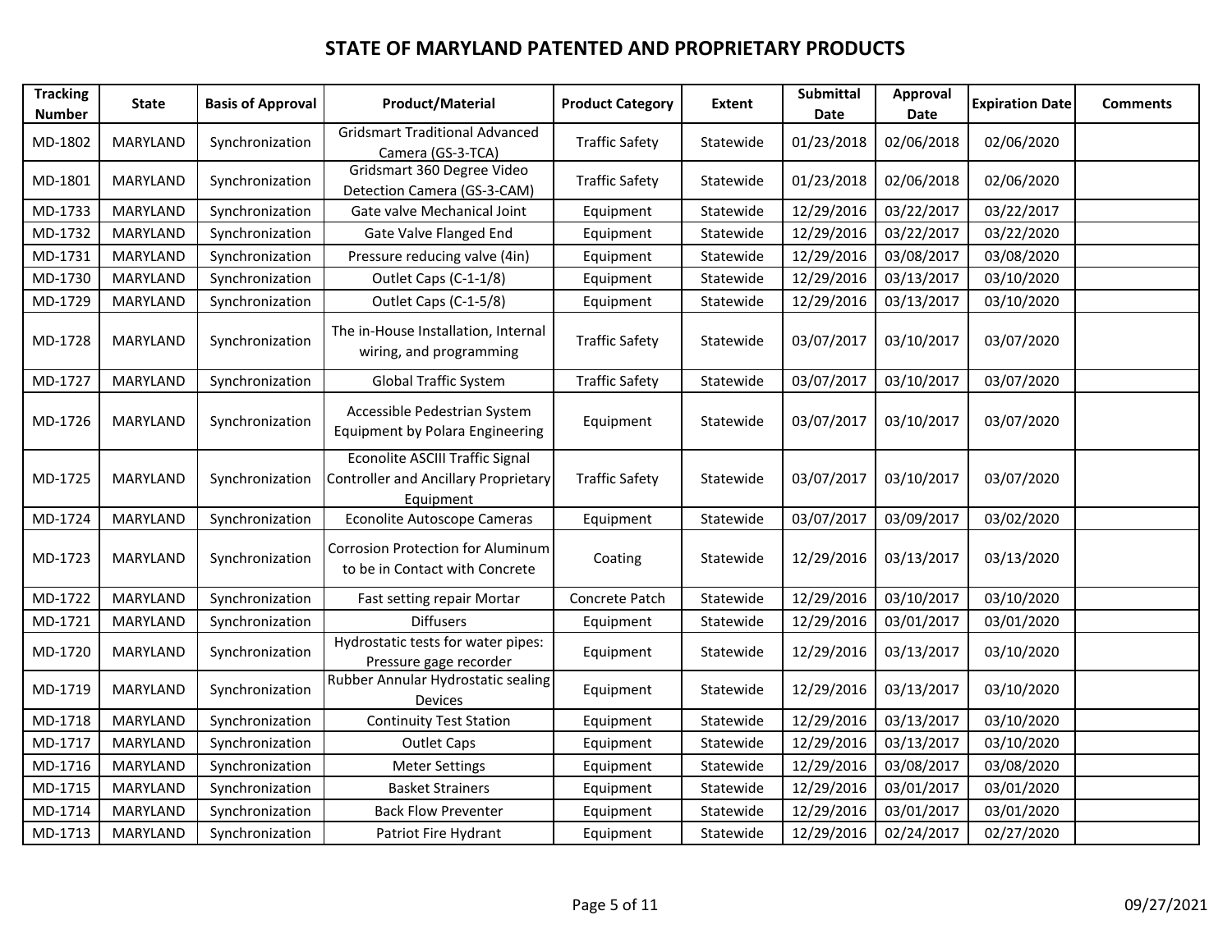# STATE OF MARYLAND PATENTED AND PROPRIETARY PRODUCTS

| Tracking Number | State | Basis of Approval | Product/Material | Product Category | Extent | Submittal Date | Approval Date | Expiration Date | Comments |
|---|---|---|---|---|---|---|---|---|---|
| MD-1802 | MARYLAND | Synchronization | Gridsmart Traditional Advanced Camera (GS-3-TCA) | Traffic Safety | Statewide | 01/23/2018 | 02/06/2018 | 02/06/2020 | |
| MD-1801 | MARYLAND | Synchronization | Gridsmart 360 Degree Video Detection Camera (GS-3-CAM) | Traffic Safety | Statewide | 01/23/2018 | 02/06/2018 | 02/06/2020 | |
| MD-1733 | MARYLAND | Synchronization | Gate valve Mechanical Joint | Equipment | Statewide | 12/29/2016 | 03/22/2017 | 03/22/2017 | |
| MD-1732 | MARYLAND | Synchronization | Gate Valve Flanged End | Equipment | Statewide | 12/29/2016 | 03/22/2017 | 03/22/2020 | |
| MD-1731 | MARYLAND | Synchronization | Pressure reducing valve (4in) | Equipment | Statewide | 12/29/2016 | 03/08/2017 | 03/08/2020 | |
| MD-1730 | MARYLAND | Synchronization | Outlet Caps (C-1-1/8) | Equipment | Statewide | 12/29/2016 | 03/13/2017 | 03/10/2020 | |
| MD-1729 | MARYLAND | Synchronization | Outlet Caps (C-1-5/8) | Equipment | Statewide | 12/29/2016 | 03/13/2017 | 03/10/2020 | |
| MD-1728 | MARYLAND | Synchronization | The in-House Installation, Internal wiring, and programming | Traffic Safety | Statewide | 03/07/2017 | 03/10/2017 | 03/07/2020 | |
| MD-1727 | MARYLAND | Synchronization | Global Traffic System | Traffic Safety | Statewide | 03/07/2017 | 03/10/2017 | 03/07/2020 | |
| MD-1726 | MARYLAND | Synchronization | Accessible Pedestrian System Equipment by Polara Engineering | Equipment | Statewide | 03/07/2017 | 03/10/2017 | 03/07/2020 | |
| MD-1725 | MARYLAND | Synchronization | Econolite ASCIII Traffic Signal Controller and Ancillary Proprietary Equipment | Traffic Safety | Statewide | 03/07/2017 | 03/10/2017 | 03/07/2020 | |
| MD-1724 | MARYLAND | Synchronization | Econolite Autoscope Cameras | Equipment | Statewide | 03/07/2017 | 03/09/2017 | 03/02/2020 | |
| MD-1723 | MARYLAND | Synchronization | Corrosion Protection for Aluminum to be in Contact with Concrete | Coating | Statewide | 12/29/2016 | 03/13/2017 | 03/13/2020 | |
| MD-1722 | MARYLAND | Synchronization | Fast setting repair Mortar | Concrete Patch | Statewide | 12/29/2016 | 03/10/2017 | 03/10/2020 | |
| MD-1721 | MARYLAND | Synchronization | Diffusers | Equipment | Statewide | 12/29/2016 | 03/01/2017 | 03/01/2020 | |
| MD-1720 | MARYLAND | Synchronization | Hydrostatic tests for water pipes: Pressure gage recorder | Equipment | Statewide | 12/29/2016 | 03/13/2017 | 03/10/2020 | |
| MD-1719 | MARYLAND | Synchronization | Rubber Annular Hydrostatic sealing Devices | Equipment | Statewide | 12/29/2016 | 03/13/2017 | 03/10/2020 | |
| MD-1718 | MARYLAND | Synchronization | Continuity Test Station | Equipment | Statewide | 12/29/2016 | 03/13/2017 | 03/10/2020 | |
| MD-1717 | MARYLAND | Synchronization | Outlet Caps | Equipment | Statewide | 12/29/2016 | 03/13/2017 | 03/10/2020 | |
| MD-1716 | MARYLAND | Synchronization | Meter Settings | Equipment | Statewide | 12/29/2016 | 03/08/2017 | 03/08/2020 | |
| MD-1715 | MARYLAND | Synchronization | Basket Strainers | Equipment | Statewide | 12/29/2016 | 03/01/2017 | 03/01/2020 | |
| MD-1714 | MARYLAND | Synchronization | Back Flow Preventer | Equipment | Statewide | 12/29/2016 | 03/01/2017 | 03/01/2020 | |
| MD-1713 | MARYLAND | Synchronization | Patriot Fire Hydrant | Equipment | Statewide | 12/29/2016 | 02/24/2017 | 02/27/2020 | |

09/27/2021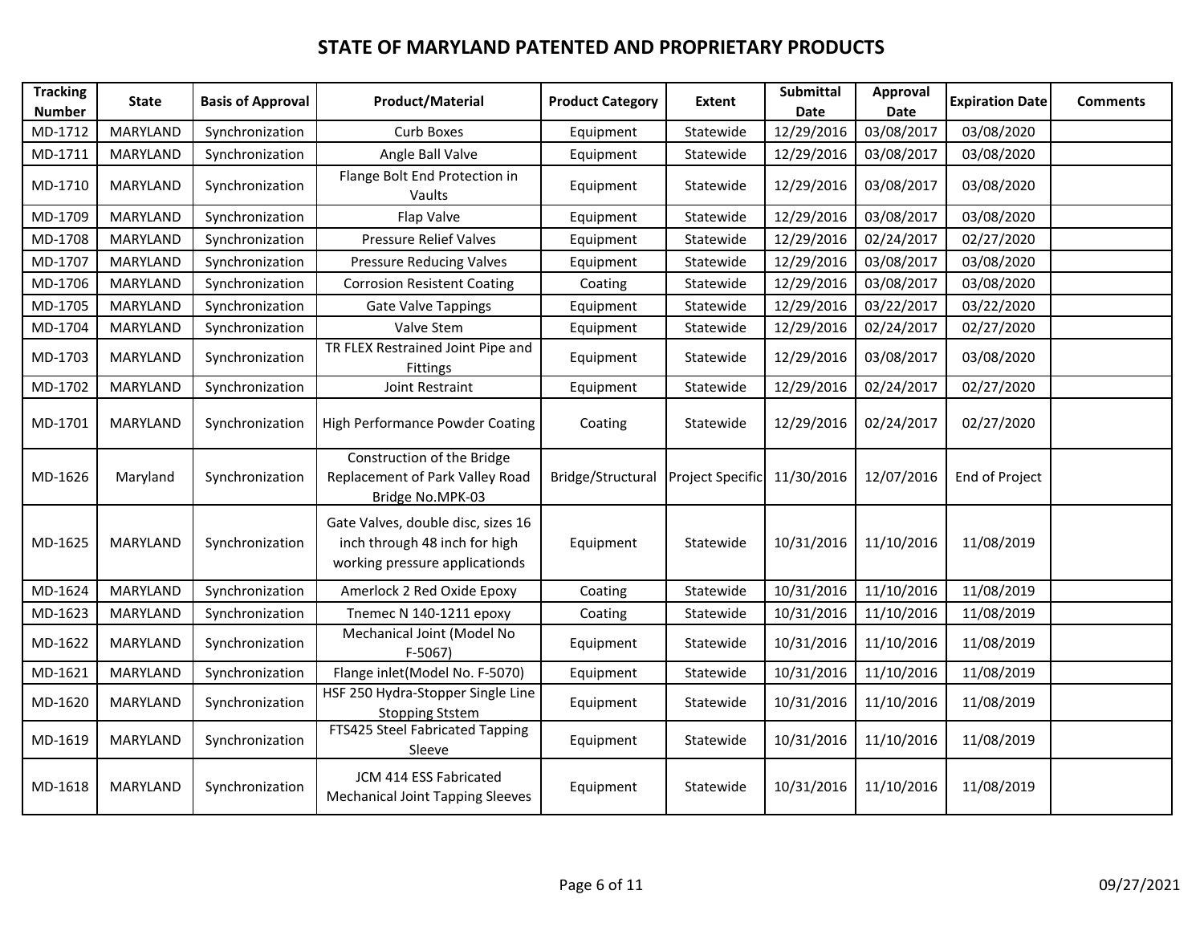# STATE OF MARYLAND PATENTED AND PROPRIETARY PRODUCTS

| Tracking Number | State | Basis of Approval | Product/Material | Product Category | Extent | Submittal Date | Approval Date | Expiration Date | Comments |
|---|---|---|---|---|---|---|---|---|---|
| MD-1712 | MARYLAND | Synchronization | Curb Boxes | Equipment | Statewide | 12/29/2016 | 03/08/2017 | 03/08/2020 | |
| MD-1711 | MARYLAND | Synchronization | Angle Ball Valve | Equipment | Statewide | 12/29/2016 | 03/08/2017 | 03/08/2020 | |
| MD-1710 | MARYLAND | Synchronization | Flange Bolt End Protection in Vaults | Equipment | Statewide | 12/29/2016 | 03/08/2017 | 03/08/2020 | |
| MD-1709 | MARYLAND | Synchronization | Flap Valve | Equipment | Statewide | 12/29/2016 | 03/08/2017 | 03/08/2020 | |
| MD-1708 | MARYLAND | Synchronization | Pressure Relief Valves | Equipment | Statewide | 12/29/2016 | 02/24/2017 | 02/27/2020 | |
| MD-1707 | MARYLAND | Synchronization | Pressure Reducing Valves | Equipment | Statewide | 12/29/2016 | 03/08/2017 | 03/08/2020 | |
| MD-1706 | MARYLAND | Synchronization | Corrosion Resistent Coating | Coating | Statewide | 12/29/2016 | 03/08/2017 | 03/08/2020 | |
| MD-1705 | MARYLAND | Synchronization | Gate Valve Tappings | Equipment | Statewide | 12/29/2016 | 03/22/2017 | 03/22/2020 | |
| MD-1704 | MARYLAND | Synchronization | Valve Stem | Equipment | Statewide | 12/29/2016 | 02/24/2017 | 02/27/2020 | |
| MD-1703 | MARYLAND | Synchronization | TR FLEX Restrained Joint Pipe and Fittings | Equipment | Statewide | 12/29/2016 | 03/08/2017 | 03/08/2020 | |
| MD-1702 | MARYLAND | Synchronization | Joint Restraint | Equipment | Statewide | 12/29/2016 | 02/24/2017 | 02/27/2020 | |
| MD-1701 | MARYLAND | Synchronization | High Performance Powder Coating | Coating | Statewide | 12/29/2016 | 02/24/2017 | 02/27/2020 | |
| MD-1626 | Maryland | Synchronization | Construction of the Bridge Replacement of Park Valley Road Bridge No.MPK-03 | Bridge/Structural | Project Specific | 11/30/2016 | 12/07/2016 | End of Project | |
| MD-1625 | MARYLAND | Synchronization | Gate Valves, double disc, sizes 16 inch through 48 inch for high working pressure applicationds | Equipment | Statewide | 10/31/2016 | 11/10/2016 | 11/08/2019 | |
| MD-1624 | MARYLAND | Synchronization | Amerlock 2 Red Oxide Epoxy | Coating | Statewide | 10/31/2016 | 11/10/2016 | 11/08/2019 | |
| MD-1623 | MARYLAND | Synchronization | Tnemec N 140-1211 epoxy | Coating | Statewide | 10/31/2016 | 11/10/2016 | 11/08/2019 | |
| MD-1622 | MARYLAND | Synchronization | Mechanical Joint (Model No F-5067) | Equipment | Statewide | 10/31/2016 | 11/10/2016 | 11/08/2019 | |
| MD-1621 | MARYLAND | Synchronization | Flange inlet(Model No. F-5070) | Equipment | Statewide | 10/31/2016 | 11/10/2016 | 11/08/2019 | |
| MD-1620 | MARYLAND | Synchronization | HSF 250 Hydra-Stopper Single Line Stopping Ststem | Equipment | Statewide | 10/31/2016 | 11/10/2016 | 11/08/2019 | |
| MD-1619 | MARYLAND | Synchronization | FTS425 Steel Fabricated Tapping Sleeve | Equipment | Statewide | 10/31/2016 | 11/10/2016 | 11/08/2019 | |
| MD-1618 | MARYLAND | Synchronization | JCM 414 ESS Fabricated Mechanical Joint Tapping Sleeves | Equipment | Statewide | 10/31/2016 | 11/10/2016 | 11/08/2019 | |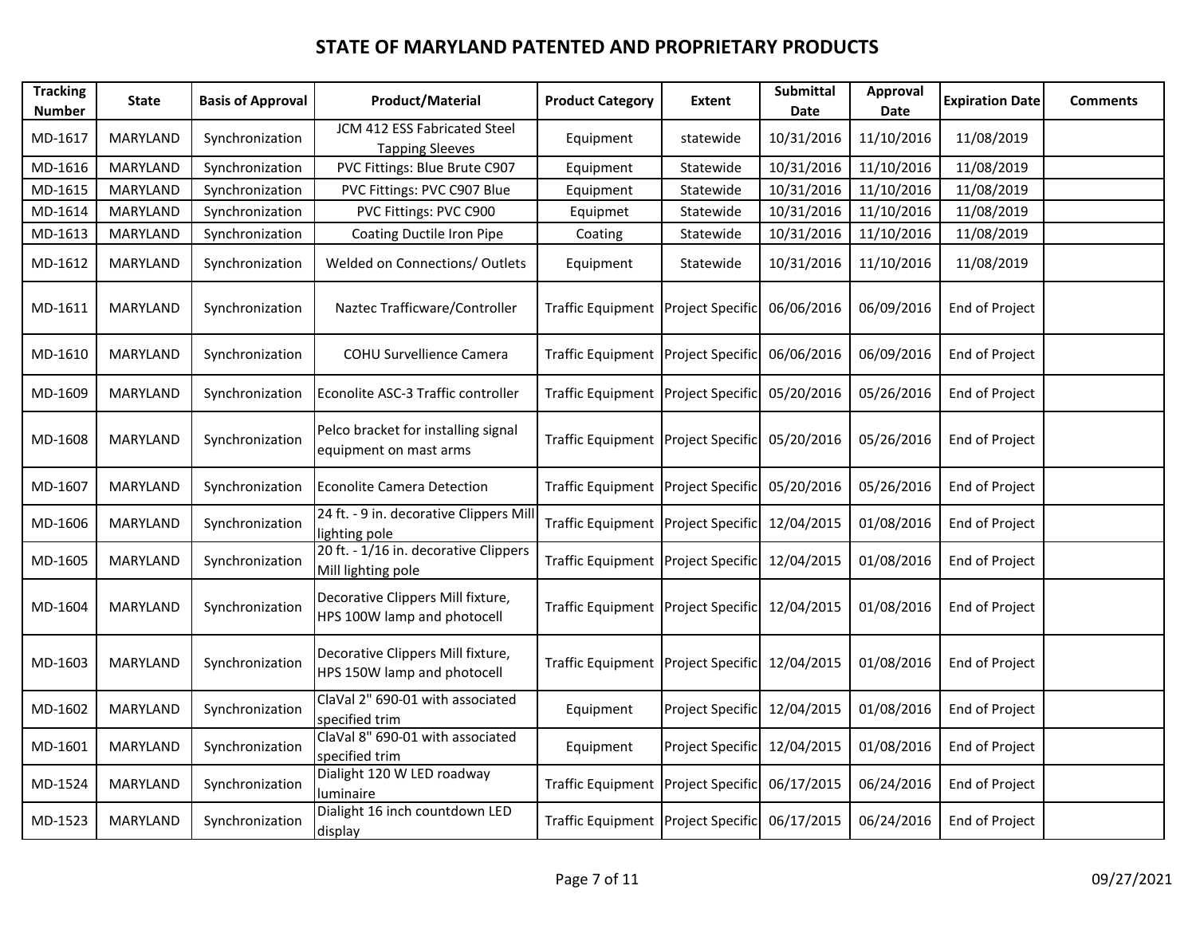# STATE OF MARYLAND PATENTED AND PROPRIETARY PRODUCTS

| Tracking Number | State | Basis of Approval | Product/Material | Product Category | Extent | Submittal Date | Approval Date | Expiration Date | Comments |
|---|---|---|---|---|---|---|---|---|---|
| MD-1617 | MARYLAND | Synchronization | JCM 412 ESS Fabricated Steel Tapping Sleeves | Equipment | statewide | 10/31/2016 | 11/10/2016 | 11/08/2019 | |
| MD-1616 | MARYLAND | Synchronization | PVC Fittings: Blue Brute C907 | Equipment | Statewide | 10/31/2016 | 11/10/2016 | 11/08/2019 | |
| MD-1615 | MARYLAND | Synchronization | PVC Fittings: PVC C907 Blue | Equipment | Statewide | 10/31/2016 | 11/10/2016 | 11/08/2019 | |
| MD-1614 | MARYLAND | Synchronization | PVC Fittings: PVC C900 | Equipmet | Statewide | 10/31/2016 | 11/10/2016 | 11/08/2019 | |
| MD-1613 | MARYLAND | Synchronization | Coating Ductile Iron Pipe | Coating | Statewide | 10/31/2016 | 11/10/2016 | 11/08/2019 | |
| MD-1612 | MARYLAND | Synchronization | Welded on Connections/ Outlets | Equipment | Statewide | 10/31/2016 | 11/10/2016 | 11/08/2019 | |
| MD-1611 | MARYLAND | Synchronization | Naztec Trafficware/Controller | Traffic Equipment | Project Specific | 06/06/2016 | 06/09/2016 | End of Project | |
| MD-1610 | MARYLAND | Synchronization | COHU Survellience Camera | Traffic Equipment | Project Specific | 06/06/2016 | 06/09/2016 | End of Project | |
| MD-1609 | MARYLAND | Synchronization | Econolite ASC-3 Traffic controller | Traffic Equipment | Project Specific | 05/20/2016 | 05/26/2016 | End of Project | |
| MD-1608 | MARYLAND | Synchronization | Pelco bracket for installing signal equipment on mast arms | Traffic Equipment | Project Specific | 05/20/2016 | 05/26/2016 | End of Project | |
| MD-1607 | MARYLAND | Synchronization | Econolite Camera Detection | Traffic Equipment | Project Specific | 05/20/2016 | 05/26/2016 | End of Project | |
| MD-1606 | MARYLAND | Synchronization | 24 ft. - 9 in. decorative Clippers Mill lighting pole | Traffic Equipment | Project Specific | 12/04/2015 | 01/08/2016 | End of Project | |
| MD-1605 | MARYLAND | Synchronization | 20 ft. - 1/16 in. decorative Clippers Mill lighting pole | Traffic Equipment | Project Specific | 12/04/2015 | 01/08/2016 | End of Project | |
| MD-1604 | MARYLAND | Synchronization | Decorative Clippers Mill fixture, HPS 100W lamp and photocell | Traffic Equipment | Project Specific | 12/04/2015 | 01/08/2016 | End of Project | |
| MD-1603 | MARYLAND | Synchronization | Decorative Clippers Mill fixture, HPS 150W lamp and photocell | Traffic Equipment | Project Specific | 12/04/2015 | 01/08/2016 | End of Project | |
| MD-1602 | MARYLAND | Synchronization | ClaVal 2" 690-01 with associated specified trim | Equipment | Project Specific | 12/04/2015 | 01/08/2016 | End of Project | |
| MD-1601 | MARYLAND | Synchronization | ClaVal 8" 690-01 with associated specified trim | Equipment | Project Specific | 12/04/2015 | 01/08/2016 | End of Project | |
| MD-1524 | MARYLAND | Synchronization | Dialight 120 W LED roadway luminaire | Traffic Equipment | Project Specific | 06/17/2015 | 06/24/2016 | End of Project | |
| MD-1523 | MARYLAND | Synchronization | Dialight 16 inch countdown LED display | Traffic Equipment | Project Specific | 06/17/2015 | 06/24/2016 | End of Project | |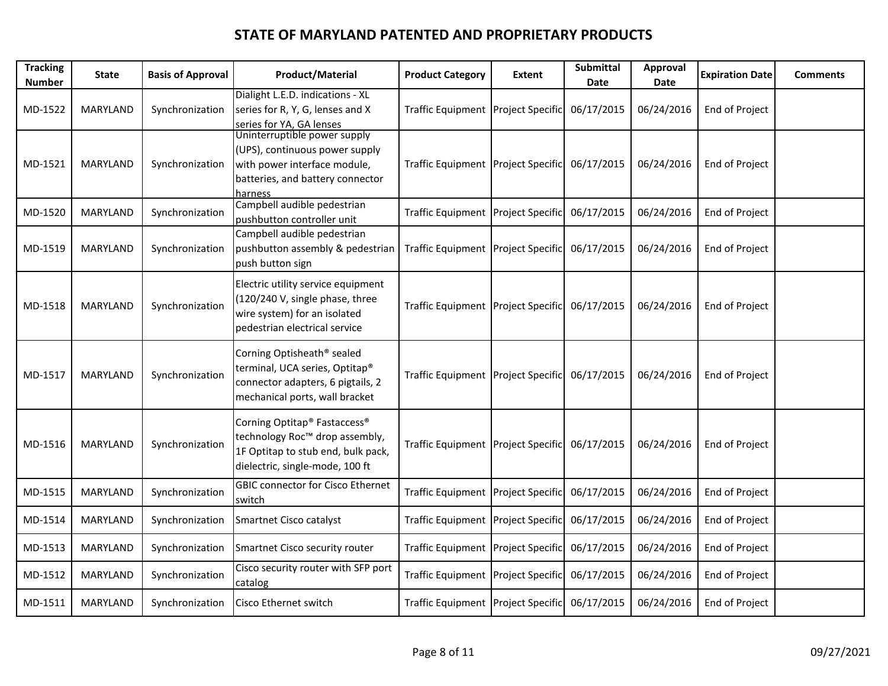# STATE OF MARYLAND PATENTED AND PROPRIETARY PRODUCTS

| Tracking Number | State | Basis of Approval | Product/Material | Product Category | Extent | Submittal Date | Approval Date | Expiration Date | Comments |
|---|---|---|---|---|---|---|---|---|---|
| MD-1522 | MARYLAND | Synchronization | Dialight L.E.D. indications - XL series for R, Y, G, lenses and X series for YA, GA lenses | Traffic Equipment | Project Specific | 06/17/2015 | 06/24/2016 | End of Project | |
| MD-1521 | MARYLAND | Synchronization | Uninterruptible power supply (UPS), continuous power supply with power interface module, batteries, and battery connector harness | Traffic Equipment | Project Specific | 06/17/2015 | 06/24/2016 | End of Project | |
| MD-1520 | MARYLAND | Synchronization | Campbell audible pedestrian pushbutton controller unit | Traffic Equipment | Project Specific | 06/17/2015 | 06/24/2016 | End of Project | |
| MD-1519 | MARYLAND | Synchronization | Campbell audible pedestrian pushbutton assembly & pedestrian push button sign | Traffic Equipment | Project Specific | 06/17/2015 | 06/24/2016 | End of Project | |
| MD-1518 | MARYLAND | Synchronization | Electric utility service equipment (120/240 V, single phase, three wire system) for an isolated pedestrian electrical service | Traffic Equipment | Project Specific | 06/17/2015 | 06/24/2016 | End of Project | |
| MD-1517 | MARYLAND | Synchronization | Corning Optisheath® sealed terminal, UCA series, Optitap® connector adapters, 6 pigtails, 2 mechanical ports, wall bracket | Traffic Equipment | Project Specific | 06/17/2015 | 06/24/2016 | End of Project | |
| MD-1516 | MARYLAND | Synchronization | Corning Optitap® Fastaccess® technology Roc™ drop assembly, 1F Optitap to stub end, bulk pack, dielectric, single-mode, 100 ft | Traffic Equipment | Project Specific | 06/17/2015 | 06/24/2016 | End of Project | |
| MD-1515 | MARYLAND | Synchronization | GBIC connector for Cisco Ethernet switch | Traffic Equipment | Project Specific | 06/17/2015 | 06/24/2016 | End of Project | |
| MD-1514 | MARYLAND | Synchronization | Smartnet Cisco catalyst | Traffic Equipment | Project Specific | 06/17/2015 | 06/24/2016 | End of Project | |
| MD-1513 | MARYLAND | Synchronization | Smartnet Cisco security router | Traffic Equipment | Project Specific | 06/17/2015 | 06/24/2016 | End of Project | |
| MD-1512 | MARYLAND | Synchronization | Cisco security router with SFP port catalog | Traffic Equipment | Project Specific | 06/17/2015 | 06/24/2016 | End of Project | |
| MD-1511 | MARYLAND | Synchronization | Cisco Ethernet switch | Traffic Equipment | Project Specific | 06/17/2015 | 06/24/2016 | End of Project | |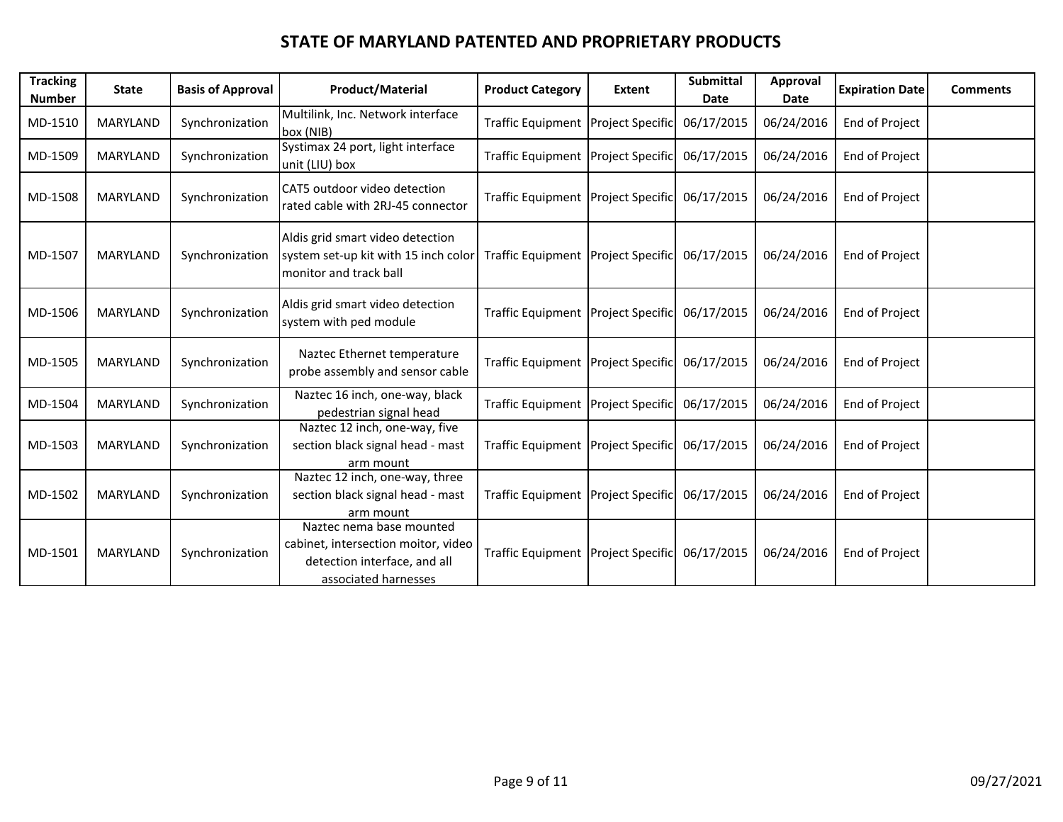# STATE OF MARYLAND PATENTED AND PROPRIETARY PRODUCTS

| Tracking Number | State | Basis of Approval | Product/Material | Product Category | Extent | Submittal Date | Approval Date | Expiration Date | Comments |
|---|---|---|---|---|---|---|---|---|---|
| MD-1510 | MARYLAND | Synchronization | Multilink, Inc. Network interface box (NIB) | Traffic Equipment | Project Specific | 06/17/2015 | 06/24/2016 | End of Project | |
| MD-1509 | MARYLAND | Synchronization | Systimax 24 port, light interface unit (LIU) box | Traffic Equipment | Project Specific | 06/17/2015 | 06/24/2016 | End of Project | |
| MD-1508 | MARYLAND | Synchronization | CAT5 outdoor video detection rated cable with 2RJ-45 connector | Traffic Equipment | Project Specific | 06/17/2015 | 06/24/2016 | End of Project | |
| MD-1507 | MARYLAND | Synchronization | Aldis grid smart video detection system set-up kit with 15 inch color monitor and track ball | Traffic Equipment | Project Specific | 06/17/2015 | 06/24/2016 | End of Project | |
| MD-1506 | MARYLAND | Synchronization | Aldis grid smart video detection system with ped module | Traffic Equipment | Project Specific | 06/17/2015 | 06/24/2016 | End of Project | |
| MD-1505 | MARYLAND | Synchronization | Naztec Ethernet temperature probe assembly and sensor cable | Traffic Equipment | Project Specific | 06/17/2015 | 06/24/2016 | End of Project | |
| MD-1504 | MARYLAND | Synchronization | Naztec 16 inch, one-way, black pedestrian signal head | Traffic Equipment | Project Specific | 06/17/2015 | 06/24/2016 | End of Project | |
| MD-1503 | MARYLAND | Synchronization | Naztec 12 inch, one-way, five section black signal head - mast arm mount | Traffic Equipment | Project Specific | 06/17/2015 | 06/24/2016 | End of Project | |
| MD-1502 | MARYLAND | Synchronization | Naztec 12 inch, one-way, three section black signal head - mast arm mount | Traffic Equipment | Project Specific | 06/17/2015 | 06/24/2016 | End of Project | |
| MD-1501 | MARYLAND | Synchronization | Naztec nema base mounted cabinet, intersection moitor, video detection interface, and all associated harnesses | Traffic Equipment | Project Specific | 06/17/2015 | 06/24/2016 | End of Project | |

09/27/2021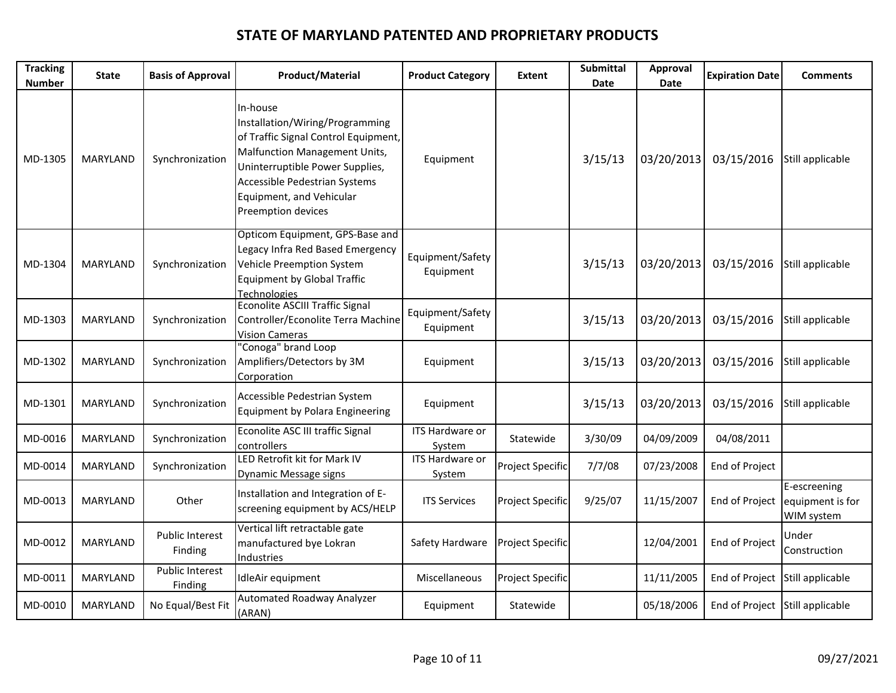# STATE OF MARYLAND PATENTED AND PROPRIETARY PRODUCTS

| Tracking Number | State | Basis of Approval | Product/Material | Product Category | Extent | Submittal Date | Approval Date | Expiration Date | Comments |
|---|---|---|---|---|---|---|---|---|---|
| MD-1305 | MARYLAND | Synchronization | In-house Installation/Wiring/Programming of Traffic Signal Control Equipment, Malfunction Management Units, Uninterruptible Power Supplies, Accessible Pedestrian Systems Equipment, and Vehicular Preemption devices | Equipment | | 3/15/13 | 03/20/2013 | 03/15/2016 | Still applicable |
| MD-1304 | MARYLAND | Synchronization | Opticom Equipment, GPS-Base and Legacy Infra Red Based Emergency Vehicle Preemption System Equipment by Global Traffic Technologies | Equipment/Safety Equipment | | 3/15/13 | 03/20/2013 | 03/15/2016 | Still applicable |
| MD-1303 | MARYLAND | Synchronization | Econolite ASCIII Traffic Signal Controller/Econolite Terra Machine Vision Cameras | Equipment/Safety Equipment | | 3/15/13 | 03/20/2013 | 03/15/2016 | Still applicable |
| MD-1302 | MARYLAND | Synchronization | "Conoga" brand Loop Amplifiers/Detectors by 3M Corporation | Equipment | | 3/15/13 | 03/20/2013 | 03/15/2016 | Still applicable |
| MD-1301 | MARYLAND | Synchronization | Accessible Pedestrian System Equipment by Polara Engineering | Equipment | | 3/15/13 | 03/20/2013 | 03/15/2016 | Still applicable |
| MD-0016 | MARYLAND | Synchronization | Econolite ASC III traffic Signal controllers | ITS Hardware or System | Statewide | 3/30/09 | 04/09/2009 | 04/08/2011 | |
| MD-0014 | MARYLAND | Synchronization | LED Retrofit kit for Mark IV Dynamic Message signs | ITS Hardware or System | Project Specific | 7/7/08 | 07/23/2008 | End of Project | |
| MD-0013 | MARYLAND | Other | Installation and Integration of E-screening equipment by ACS/HELP | ITS Services | Project Specific | 9/25/07 | 11/15/2007 | End of Project | E-escreening equipment is for WIM system |
| MD-0012 | MARYLAND | Public Interest Finding | Vertical lift retractable gate manufactured bye Lokran Industries | Safety Hardware | Project Specific | | 12/04/2001 | End of Project | Under Construction |
| MD-0011 | MARYLAND | Public Interest Finding | IdleAir equipment | Miscellaneous | Project Specific | | 11/11/2005 | End of Project | Still applicable |
| MD-0010 | MARYLAND | No Equal/Best Fit | Automated Roadway Analyzer (ARAN) | Equipment | Statewide | | 05/18/2006 | End of Project | Still applicable |

09/27/2021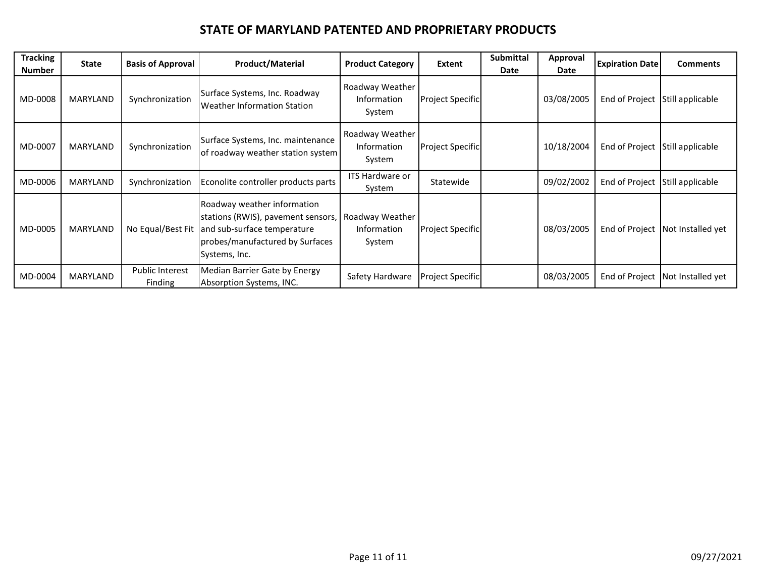# STATE OF MARYLAND PATENTED AND PROPRIETARY PRODUCTS

| Tracking Number | State | Basis of Approval | Product/Material | Product Category | Extent | Submittal Date | Approval Date | Expiration Date | Comments |
|---|---|---|---|---|---|---|---|---|---|
| MD-0008 | MARYLAND | Synchronization | Surface Systems, Inc. Roadway Weather Information Station | Roadway Weather Information System | Project Specific | | 03/08/2005 | End of Project | Still applicable |
| MD-0007 | MARYLAND | Synchronization | Surface Systems, Inc. maintenance of roadway weather station system | Roadway Weather Information System | Project Specific | | 10/18/2004 | End of Project | Still applicable |
| MD-0006 | MARYLAND | Synchronization | Econolite controller products parts | ITS Hardware or System | Statewide | | 09/02/2002 | End of Project | Still applicable |
| MD-0005 | MARYLAND | No Equal/Best Fit | Roadway weather information stations (RWIS), pavement sensors, and sub-surface temperature probes/manufactured by Surfaces Systems, Inc. | Roadway Weather Information System | Project Specific | | 08/03/2005 | End of Project | Not Installed yet |
| MD-0004 | MARYLAND | Public Interest Finding | Median Barrier Gate by Energy Absorption Systems, INC. | Safety Hardware | Project Specific | | 08/03/2005 | End of Project | Not Installed yet |

09/27/2021